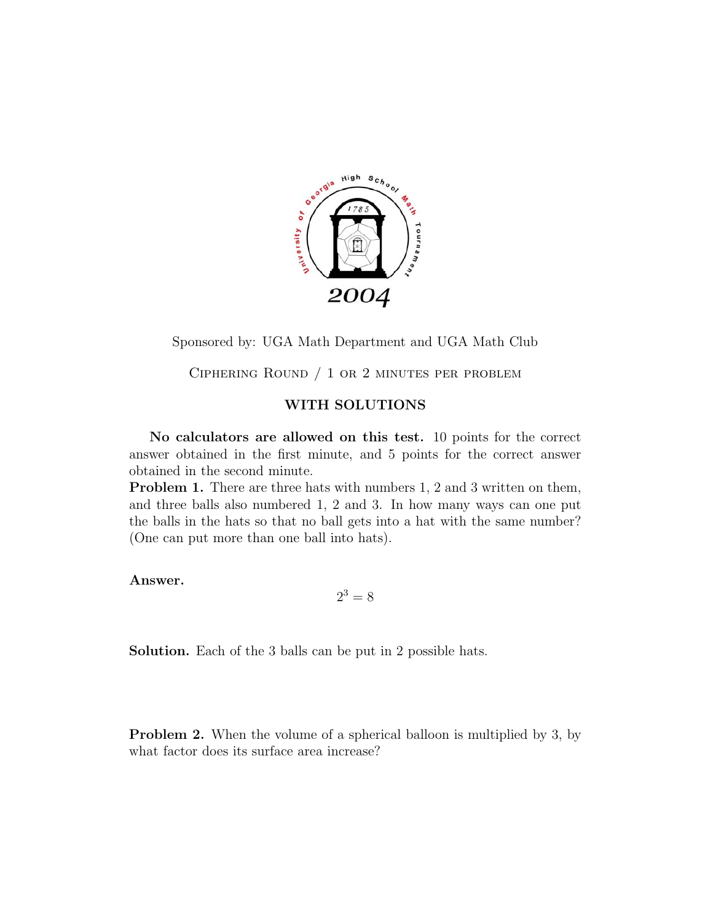Sponsored by: UGA Math Department and UGA Math Club

Ciphering Round / 1 or 2 minutes per problem

**WITH SOLUTIONS**

**No calculators are allowed on this test.** 10 points for the correct answer obtained in the first minute, and 5 points for the correct answer obtained in the second minute.

**Problem 1.** There are three hats with numbers 1, 2 and 3 written on them, and three balls also numbered 1, 2 and 3. In how many ways can one put the balls in the hats so that no ball gets into a hat with the same number? (One can put more than one ball into hats).

**Answer.**

$$2^3 = 8$$

**Solution.** Each of the 3 balls can be put in 2 possible hats.

**Problem 2.** When the volume of a spherical balloon is multiplied by 3, by what factor does its surface area increase?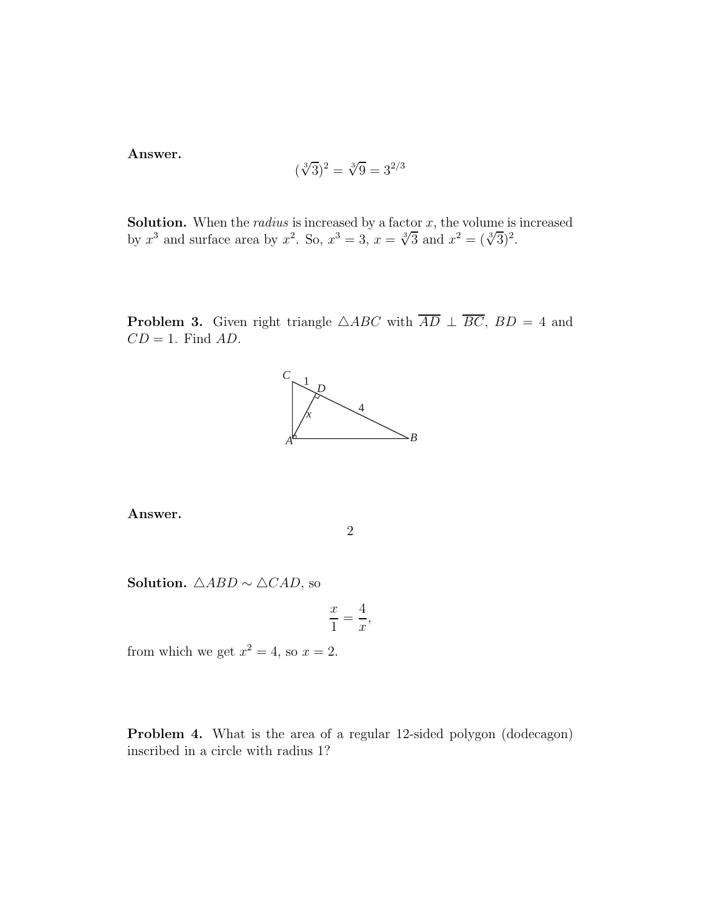**Answer.**

$$(\sqrt[3]{3})^2 = \sqrt[3]{9} = 3^{2/3}$$

**Solution.** When the *radius* is increased by a factor $x$, the volume is increased by $x^3$ and surface area by $x^2$. So, $x^3 = 3$, $x = \sqrt[3]{3}$ and $x^2 = (\sqrt[3]{3})^2$.

**Problem 3.** Given right triangle $\triangle ABC$ with $\overline{AD} \perp \overline{BC}$, $BD = 4$ and $CD = 1$. Find $AD$.

**Answer.**

$$2$$

**Solution.** $\triangle ABD \sim \triangle CAD$, so

$$\frac{x}{1} = \frac{4}{x},$$

from which we get $x^2 = 4$, so $x = 2$.

**Problem 4.** What is the area of a regular 12-sided polygon (dodecagon) inscribed in a circle with radius 1?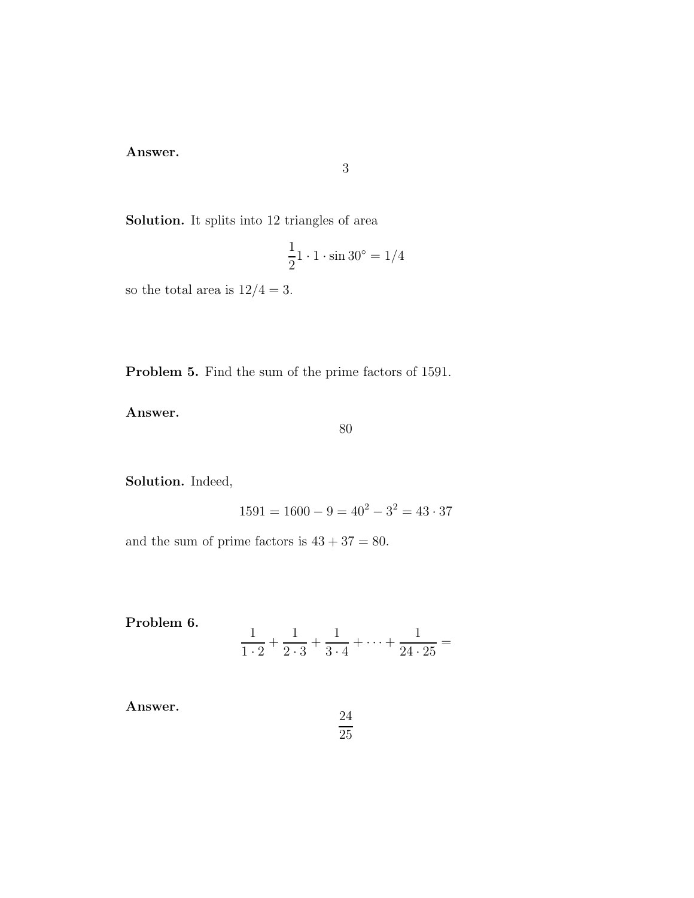**Answer.**

$$3$$

**Solution.** It splits into 12 triangles of area

$$\frac{1}{2} 1 \cdot 1 \cdot \sin 30^\circ = 1/4$$

so the total area is $12/4 = 3$.

**Problem 5.** Find the sum of the prime factors of 1591.

**Answer.**

$$80$$

**Solution.** Indeed,

$$1591 = 1600 - 9 = 40^2 - 3^2 = 43 \cdot 37$$

and the sum of prime factors is $43 + 37 = 80$.

**Problem 6.**

$$\frac{1}{1 \cdot 2} + \frac{1}{2 \cdot 3} + \frac{1}{3 \cdot 4} + \cdots + \frac{1}{24 \cdot 25} =$$

**Answer.**

$$\frac{24}{25}$$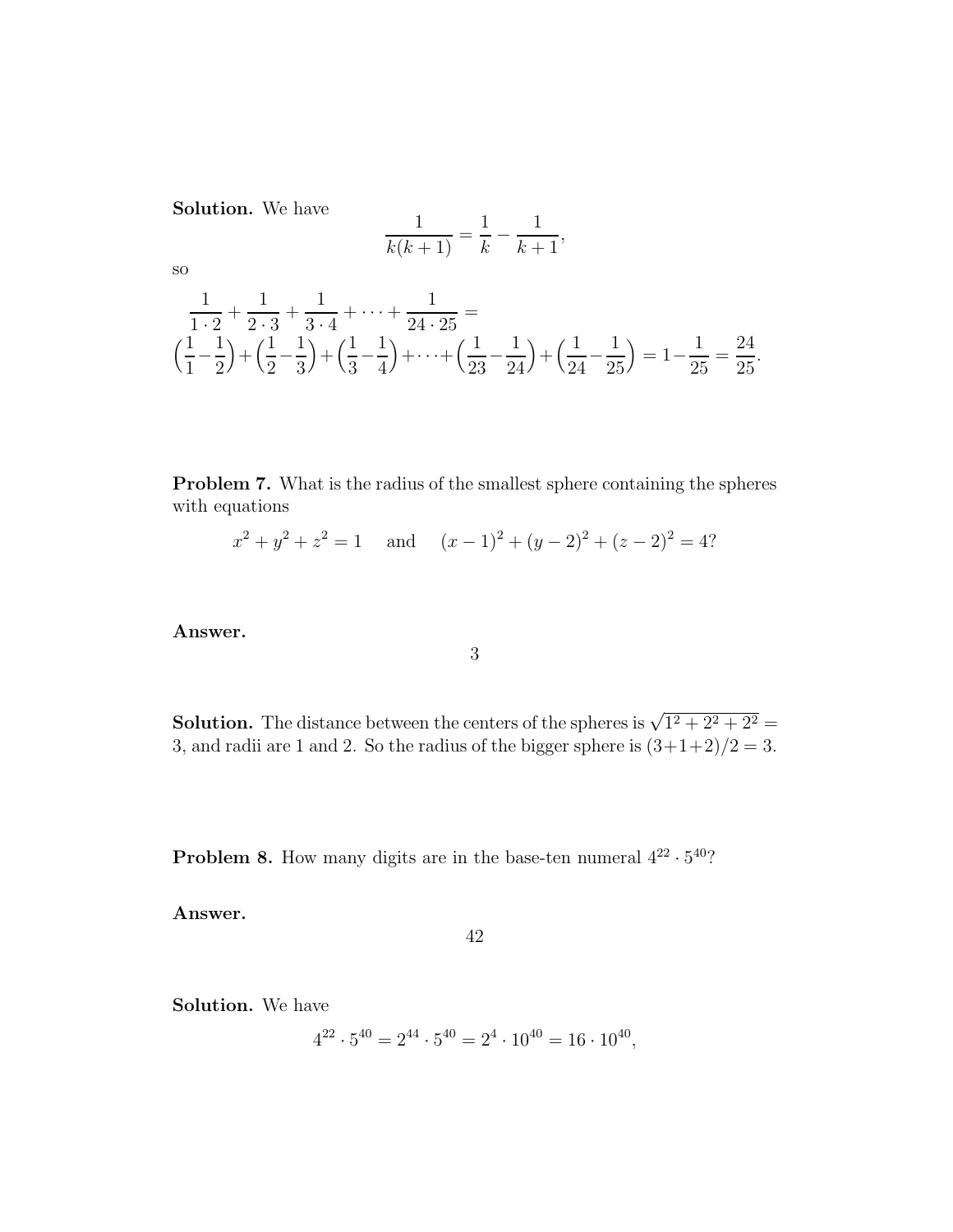**Solution.** We have

$$\frac{1}{k(k+1)} = \frac{1}{k} - \frac{1}{k+1},$$

so

$$\frac{1}{1\cdot 2} + \frac{1}{2\cdot 3} + \frac{1}{3\cdot 4} + \cdots + \frac{1}{24\cdot 25} =$$
$$\Big(\frac{1}{1} - \frac{1}{2}\Big) + \Big(\frac{1}{2} - \frac{1}{3}\Big) + \Big(\frac{1}{3} - \frac{1}{4}\Big) + \cdots + \Big(\frac{1}{23} - \frac{1}{24}\Big) + \Big(\frac{1}{24} - \frac{1}{25}\Big) = 1 - \frac{1}{25} = \frac{24}{25}.$$

**Problem 7.** What is the radius of the smallest sphere containing the spheres with equations

$$x^2 + y^2 + z^2 = 1 \quad \text{and} \quad (x-1)^2 + (y-2)^2 + (z-2)^2 = 4?$$

**Answer.**

$$3$$

**Solution.** The distance between the centers of the spheres is $\sqrt{1^2 + 2^2 + 2^2} = 3$, and radii are 1 and 2. So the radius of the bigger sphere is $(3+1+2)/2 = 3$.

**Problem 8.** How many digits are in the base-ten numeral $4^{22} \cdot 5^{40}$?

**Answer.**

$$42$$

**Solution.** We have

$$4^{22} \cdot 5^{40} = 2^{44} \cdot 5^{40} = 2^4 \cdot 10^{40} = 16 \cdot 10^{40},$$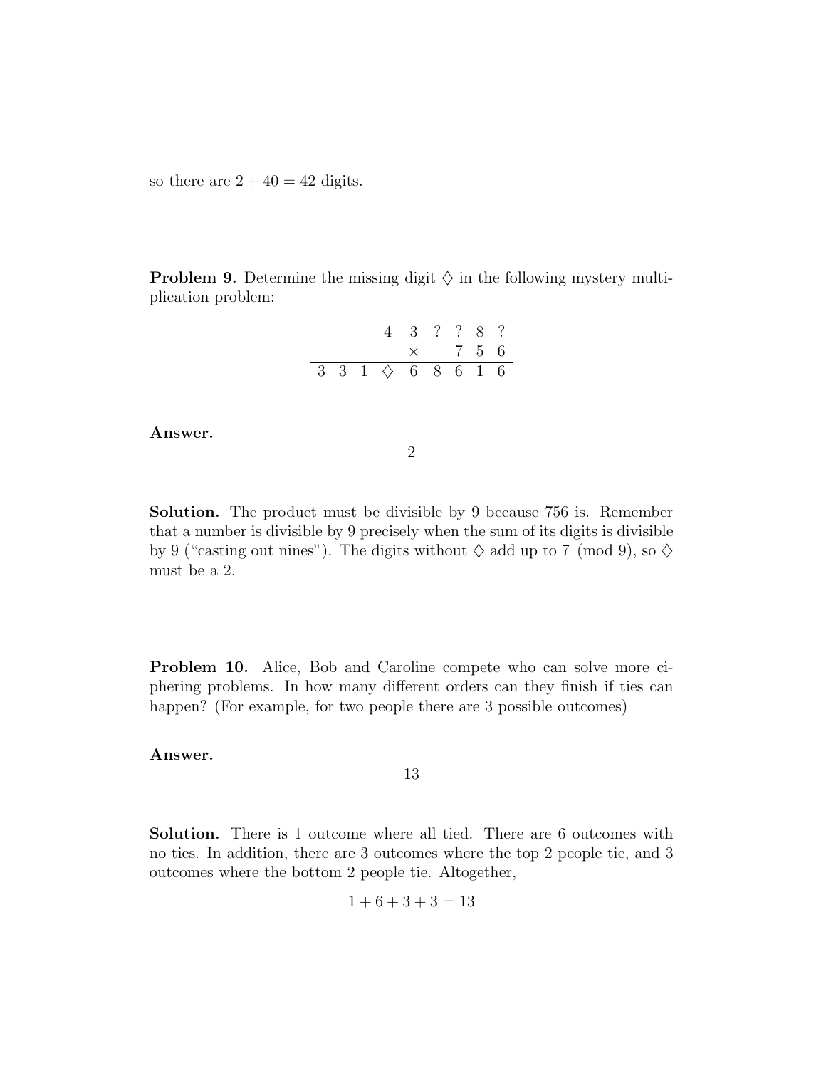so there are $2 + 40 = 42$ digits.

**Problem 9.** Determine the missing digit $\diamondsuit$ in the following mystery multiplication problem:

$$
\begin{array}{r}
4\ 3\ ?\ ?\ 8\ ? \\
\times \quad 7\ 5\ 6 \\
\hline
3\ 3\ 1\ \diamondsuit\ 6\ 8\ 6\ 1\ 6
\end{array}
$$

**Answer.**

2

**Solution.** The product must be divisible by 9 because 756 is. Remember that a number is divisible by 9 precisely when the sum of its digits is divisible by 9 ("casting out nines"). The digits without $\diamondsuit$ add up to $7 \pmod 9$, so $\diamondsuit$ must be a 2.

**Problem 10.** Alice, Bob and Caroline compete who can solve more ciphering problems. In how many different orders can they finish if ties can happen? (For example, for two people there are 3 possible outcomes)

**Answer.**

13

**Solution.** There is 1 outcome where all tied. There are 6 outcomes with no ties. In addition, there are 3 outcomes where the top 2 people tie, and 3 outcomes where the bottom 2 people tie. Altogether,

$$1 + 6 + 3 + 3 = 13$$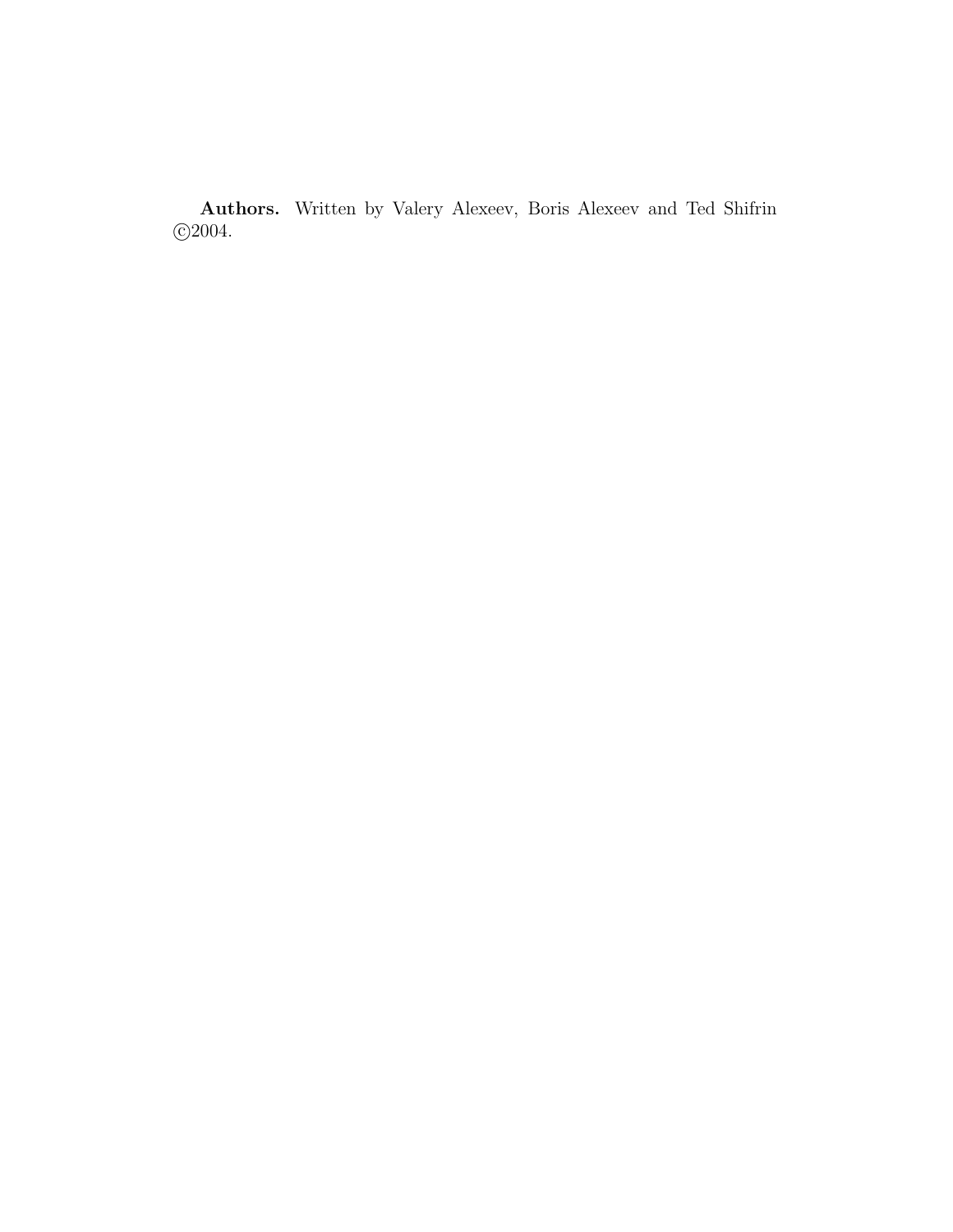**Authors.** Written by Valery Alexeev, Boris Alexeev and Ted Shifrin ©2004.